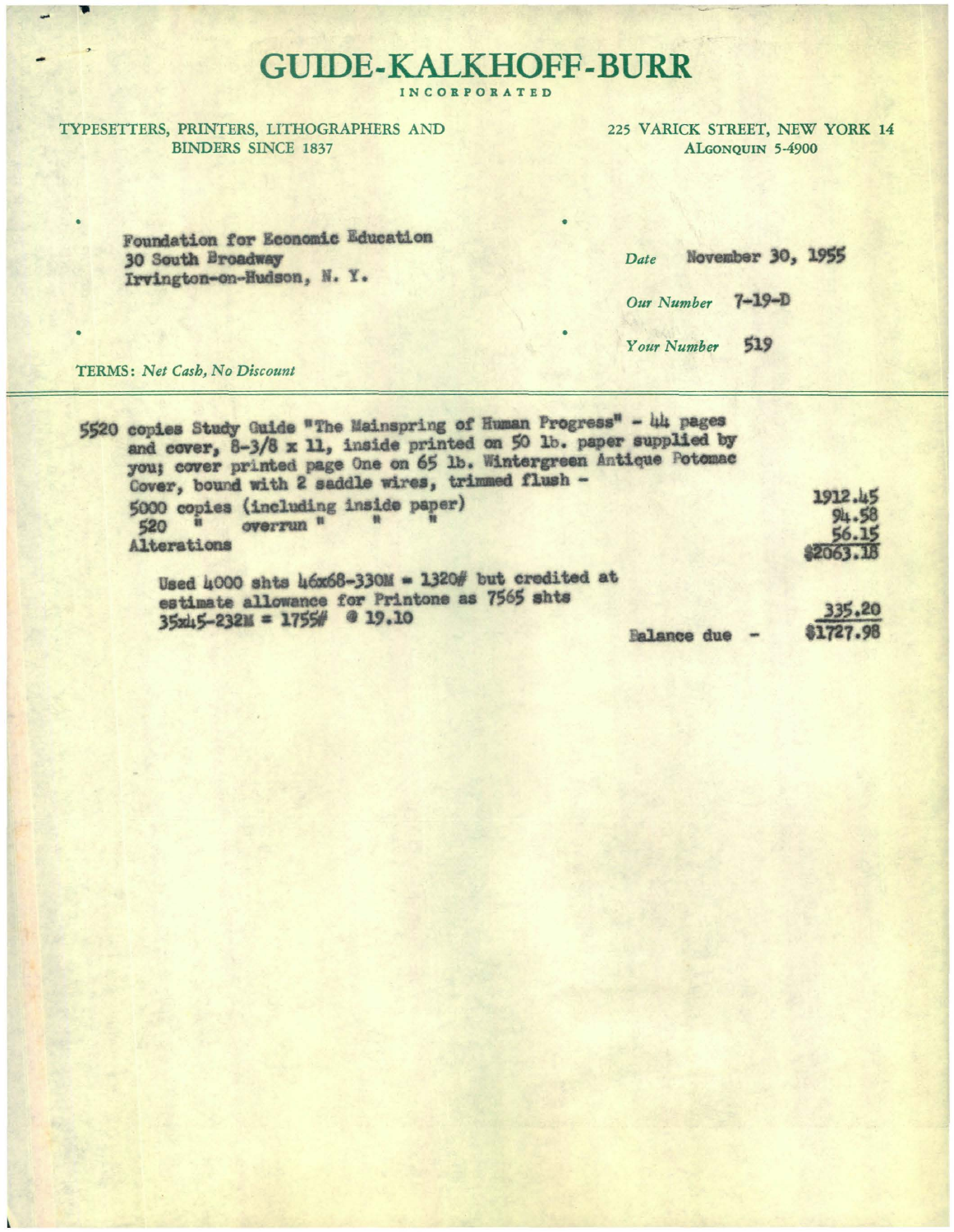# GUIDE-KALKHOFF-BURR

INCORPORATED

TYPESETTERS, PRINTERS, LITHOGRAPHERS AND BINDERS SINCE 1837

225 VARICK STREET, NEW YORK 14
ALGONQUIN 5-4900

Foundation for Economic Education
30 South Broadway
Irvington-on-Hudson, N. Y.

*Date* November 30, 1955

*Our Number* 7-19-D

*Your Number* 519

TERMS: *Net Cash, No Discount*

5520 copies Study Guide "The Mainspring of Human Progress" - 44 pages and cover, 8-3/8 x 11, inside printed on 50 lb. paper supplied by you; cover printed page One on 65 lb. Wintergreen Antique Potomac Cover, bound with 2 saddle wires, trimmed flush -

| | |
|---|---|
| 5000 copies (including inside paper) | 1912.45 |
| 520 " overrun " " " | 94.58 |
| Alterations | 56.15 |
| | $2063.18 |
| Used 4000 shts 46x68-330M = 1320# but credited at estimate allowance for Printone as 7565 shts 35x45-232M = 1755# @ 19.10 | 335.20 |
| Balance due - | $1727.98 |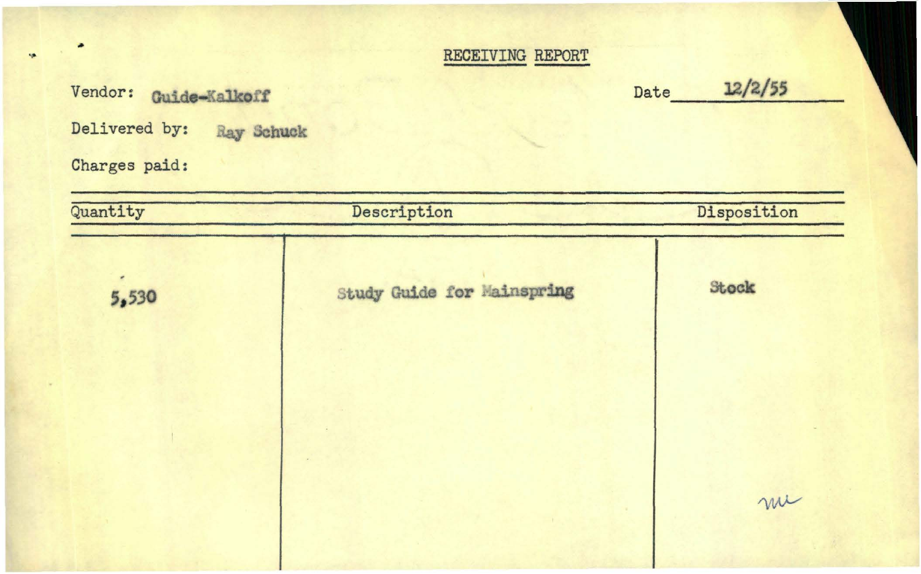# RECEIVING REPORT

Vendor: Guide-Kalkoff

Date 12/2/55

Delivered by: Ray Schuck

Charges paid:

| Quantity | Description | Disposition |
| --- | --- | --- |
| 5,530 | Study Guide for Mainspring | Stock |

mu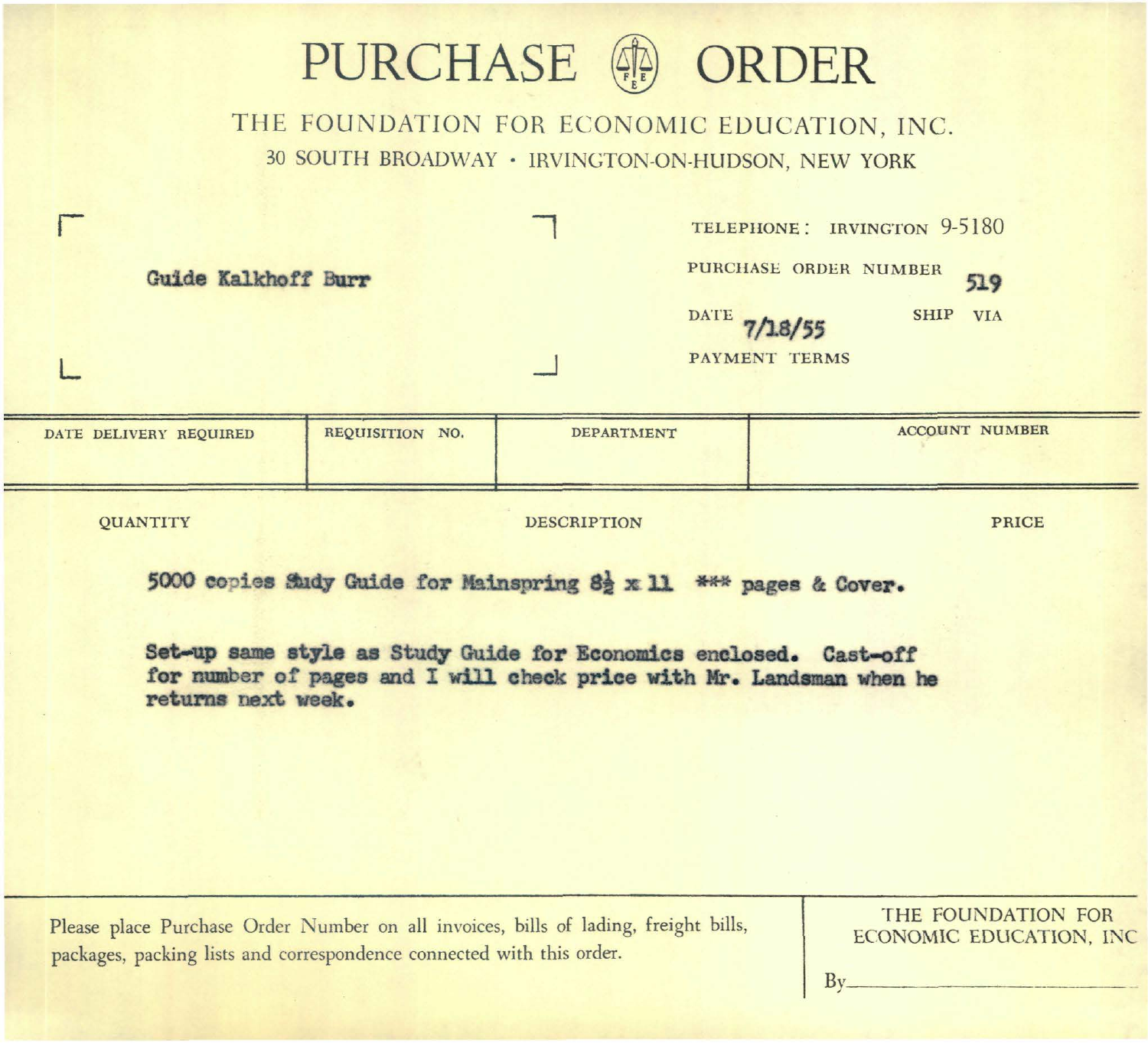# PURCHASE ORDER

## THE FOUNDATION FOR ECONOMIC EDUCATION, INC.

30 SOUTH BROADWAY · IRVINGTON-ON-HUDSON, NEW YORK

Guide Kalkhoff Burr

TELEPHONE: IRVINGTON 9-5180

PURCHASE ORDER NUMBER 519

DATE 7/18/55

SHIP VIA

PAYMENT TERMS

| DATE DELIVERY REQUIRED | REQUISITION NO. | DEPARTMENT | ACCOUNT NUMBER |
|---|---|---|---|
| | | | |

| QUANTITY | DESCRIPTION | PRICE |
|---|---|---|
| | | |

5000 copies Study Guide for Mainspring 8½ x 11 *** pages & Cover.

Set-up same style as Study Guide for Economics enclosed. Cast-off for number of pages and I will check price with Mr. Landsman when he returns next week.

Please place Purchase Order Number on all invoices, bills of lading, freight bills, packages, packing lists and correspondence connected with this order.

THE FOUNDATION FOR ECONOMIC EDUCATION, INC

By\_\_\_\_\_\_\_\_\_\_\_\_\_\_\_\_\_\_\_\_